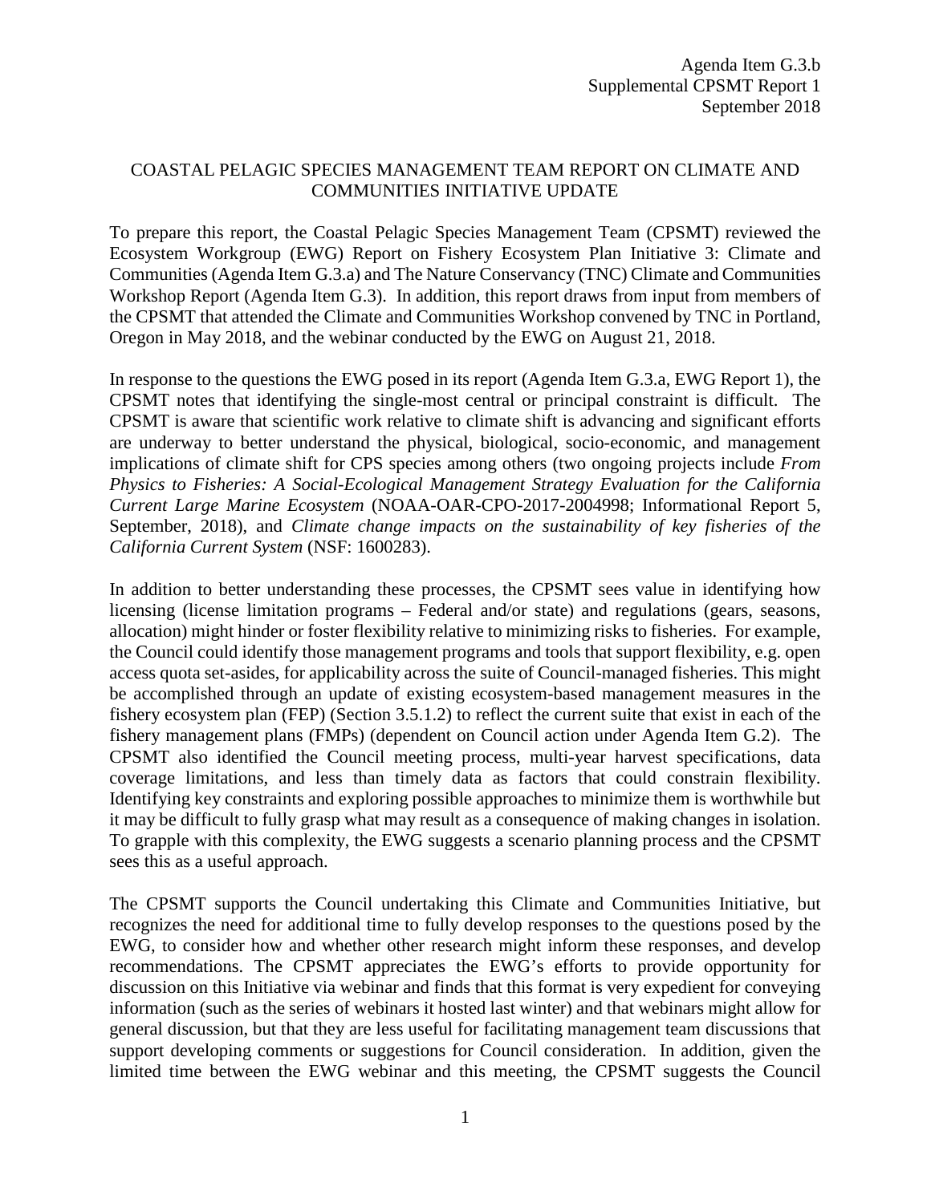Agenda Item G.3.b
Supplemental CPSMT Report 1
September 2018

# COASTAL PELAGIC SPECIES MANAGEMENT TEAM REPORT ON CLIMATE AND COMMUNITIES INITIATIVE UPDATE

To prepare this report, the Coastal Pelagic Species Management Team (CPSMT) reviewed the Ecosystem Workgroup (EWG) Report on Fishery Ecosystem Plan Initiative 3: Climate and Communities (Agenda Item G.3.a) and The Nature Conservancy (TNC) Climate and Communities Workshop Report (Agenda Item G.3). In addition, this report draws from input from members of the CPSMT that attended the Climate and Communities Workshop convened by TNC in Portland, Oregon in May 2018, and the webinar conducted by the EWG on August 21, 2018.

In response to the questions the EWG posed in its report (Agenda Item G.3.a, EWG Report 1), the CPSMT notes that identifying the single-most central or principal constraint is difficult. The CPSMT is aware that scientific work relative to climate shift is advancing and significant efforts are underway to better understand the physical, biological, socio-economic, and management implications of climate shift for CPS species among others (two ongoing projects include *From Physics to Fisheries: A Social-Ecological Management Strategy Evaluation for the California Current Large Marine Ecosystem* (NOAA-OAR-CPO-2017-2004998; Informational Report 5, September, 2018), and *Climate change impacts on the sustainability of key fisheries of the California Current System* (NSF: 1600283).

In addition to better understanding these processes, the CPSMT sees value in identifying how licensing (license limitation programs – Federal and/or state) and regulations (gears, seasons, allocation) might hinder or foster flexibility relative to minimizing risks to fisheries. For example, the Council could identify those management programs and tools that support flexibility, e.g. open access quota set-asides, for applicability across the suite of Council-managed fisheries. This might be accomplished through an update of existing ecosystem-based management measures in the fishery ecosystem plan (FEP) (Section 3.5.1.2) to reflect the current suite that exist in each of the fishery management plans (FMPs) (dependent on Council action under Agenda Item G.2). The CPSMT also identified the Council meeting process, multi-year harvest specifications, data coverage limitations, and less than timely data as factors that could constrain flexibility. Identifying key constraints and exploring possible approaches to minimize them is worthwhile but it may be difficult to fully grasp what may result as a consequence of making changes in isolation. To grapple with this complexity, the EWG suggests a scenario planning process and the CPSMT sees this as a useful approach.

The CPSMT supports the Council undertaking this Climate and Communities Initiative, but recognizes the need for additional time to fully develop responses to the questions posed by the EWG, to consider how and whether other research might inform these responses, and develop recommendations. The CPSMT appreciates the EWG's efforts to provide opportunity for discussion on this Initiative via webinar and finds that this format is very expedient for conveying information (such as the series of webinars it hosted last winter) and that webinars might allow for general discussion, but that they are less useful for facilitating management team discussions that support developing comments or suggestions for Council consideration. In addition, given the limited time between the EWG webinar and this meeting, the CPSMT suggests the Council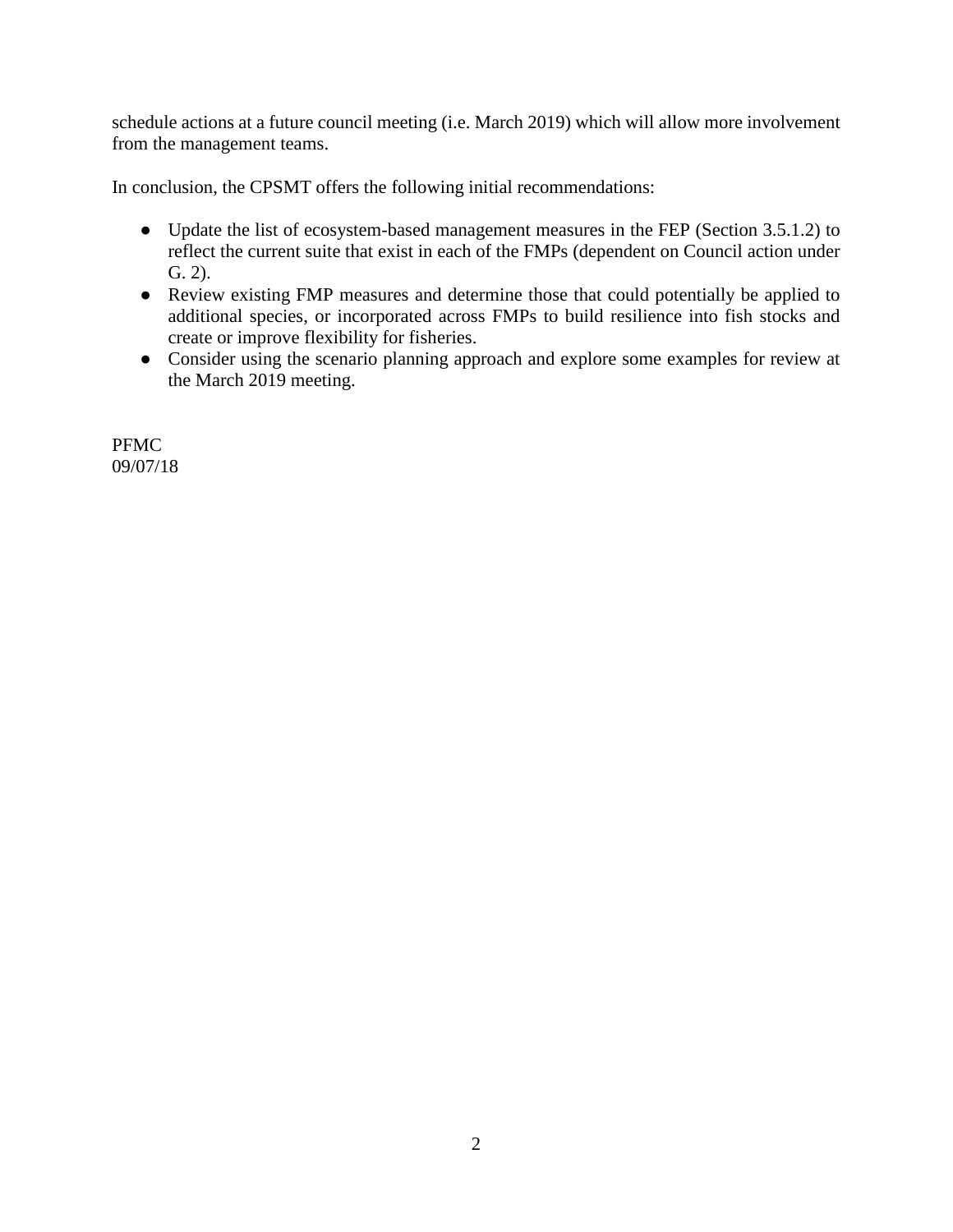schedule actions at a future council meeting (i.e. March 2019) which will allow more involvement from the management teams.

In conclusion, the CPSMT offers the following initial recommendations:

- Update the list of ecosystem-based management measures in the FEP (Section 3.5.1.2) to reflect the current suite that exist in each of the FMPs (dependent on Council action under G. 2).
- Review existing FMP measures and determine those that could potentially be applied to additional species, or incorporated across FMPs to build resilience into fish stocks and create or improve flexibility for fisheries.
- Consider using the scenario planning approach and explore some examples for review at the March 2019 meeting.

PFMC
09/07/18